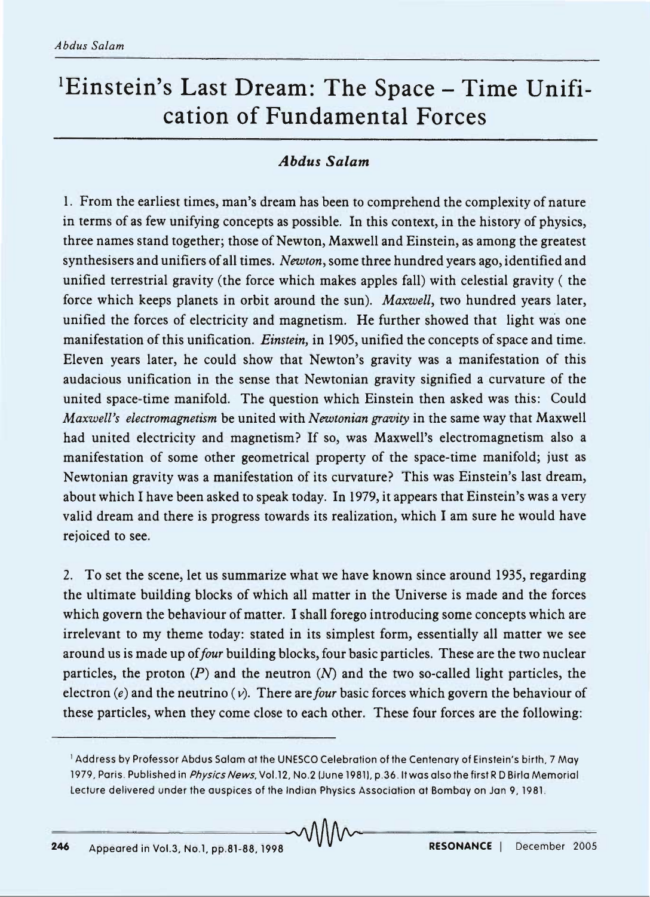# Einstein's Last Dream: The Space – Time Unification of Fundamental Forces[1]

### *Abdus Salam*

1. From the earliest times, man's dream has been to comprehend the complexity of nature in terms of as few unifying concepts as possible. In this context, in the history of physics, three names stand together; those of Newton, Maxwell and Einstein, as among the greatest synthesisers and unifiers of all times. *Newton*, some three hundred years ago, identified and unified terrestrial gravity (the force which makes apples fall) with celestial gravity ( the force which keeps planets in orbit around the sun). *Maxwell*, two hundred years later, unified the forces of electricity and magnetism. He further showed that light was one manifestation of this unification. *Einstein*, in 1905, unified the concepts of space and time. Eleven years later, he could show that Newton's gravity was a manifestation of this audacious unification in the sense that Newtonian gravity signified a curvature of the united space-time manifold. The question which Einstein then asked was this: Could *Maxwell's electromagnetism* be united with *Newtonian gravity* in the same way that Maxwell had united electricity and magnetism? If so, was Maxwell's electromagnetism also a manifestation of some other geometrical property of the space-time manifold; just as Newtonian gravity was a manifestation of its curvature? This was Einstein's last dream, about which I have been asked to speak today. In 1979, it appears that Einstein's was a very valid dream and there is progress towards its realization, which I am sure he would have rejoiced to see.

2. To set the scene, let us summarize what we have known since around 1935, regarding the ultimate building blocks of which all matter in the Universe is made and the forces which govern the behaviour of matter. I shall forego introducing some concepts which are irrelevant to my theme today: stated in its simplest form, essentially all matter we see around us is made up of *four* building blocks, four basic particles. These are the two nuclear particles, the proton ($P$) and the neutron ($N$) and the two so-called light particles, the electron ($e$) and the neutrino ($\nu$). There are *four* basic forces which govern the behaviour of these particles, when they come close to each other. These four forces are the following:

---

[1] Address by Professor Abdus Salam at the UNESCO Celebration of the Centenary of Einstein's birth, 7 May 1979, Paris. Published in *Physics News*, Vol.12, No.2 (June 1981), p.36. It was also the first R D Birla Memorial Lecture delivered under the auspices of the Indian Physics Association at Bombay on Jan 9, 1981.

Appeared in Vol.3, No.1, pp.81-88, 1998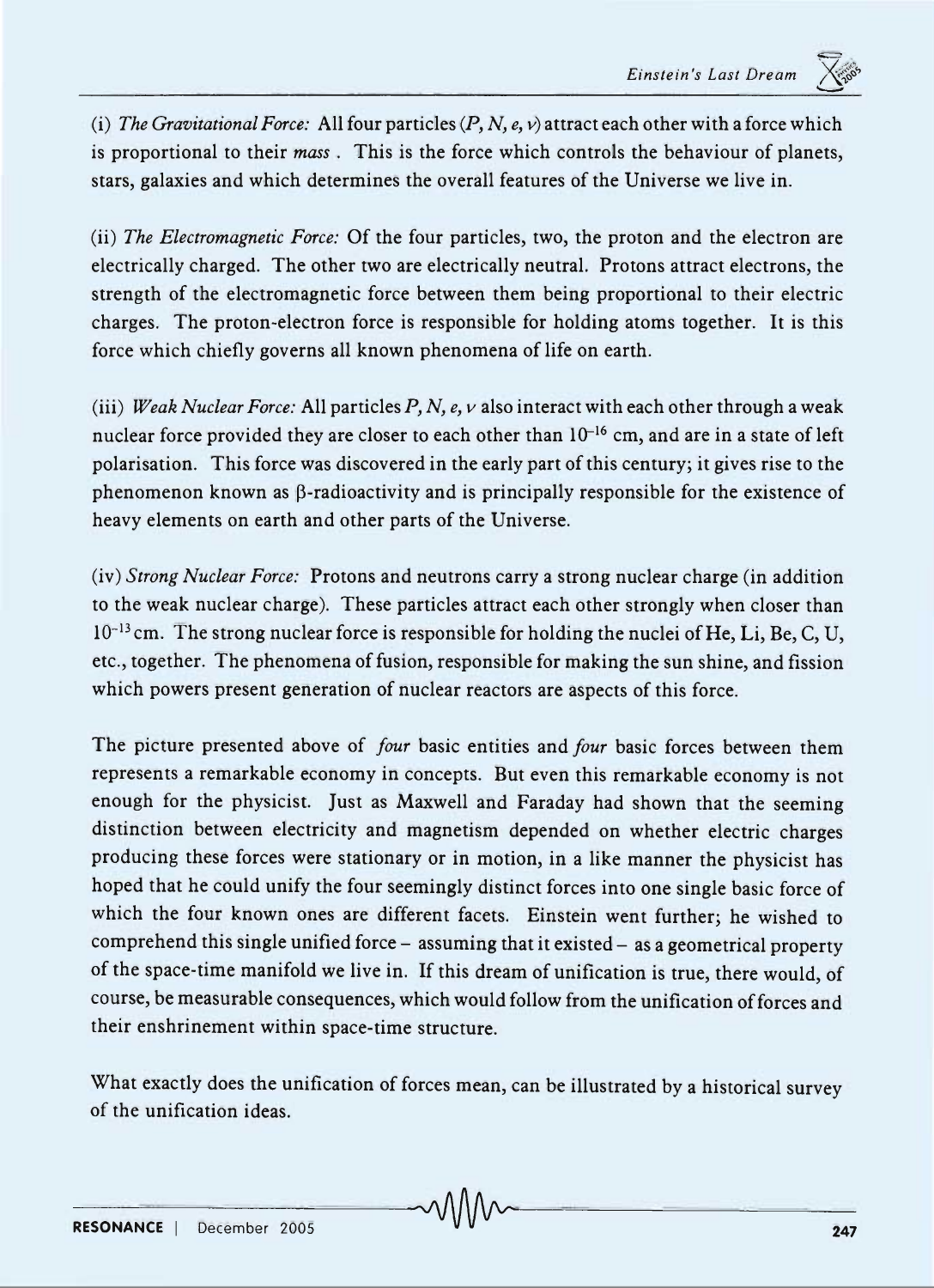(i) *The Gravitational Force:* All four particles ($P, N, e, \nu$) attract each other with a force which is proportional to their *mass*. This is the force which controls the behaviour of planets, stars, galaxies and which determines the overall features of the Universe we live in.

(ii) *The Electromagnetic Force:* Of the four particles, two, the proton and the electron are electrically charged. The other two are electrically neutral. Protons attract electrons, the strength of the electromagnetic force between them being proportional to their electric charges. The proton-electron force is responsible for holding atoms together. It is this force which chiefly governs all known phenomena of life on earth.

(iii) *Weak Nuclear Force:* All particles $P, N, e, \nu$ also interact with each other through a weak nuclear force provided they are closer to each other than $10^{-16}$ cm, and are in a state of left polarisation. This force was discovered in the early part of this century; it gives rise to the phenomenon known as $\beta$-radioactivity and is principally responsible for the existence of heavy elements on earth and other parts of the Universe.

(iv) *Strong Nuclear Force:* Protons and neutrons carry a strong nuclear charge (in addition to the weak nuclear charge). These particles attract each other strongly when closer than $10^{-13}$ cm. The strong nuclear force is responsible for holding the nuclei of He, Li, Be, C, U, etc., together. The phenomena of fusion, responsible for making the sun shine, and fission which powers present generation of nuclear reactors are aspects of this force.

The picture presented above of *four* basic entities and *four* basic forces between them represents a remarkable economy in concepts. But even this remarkable economy is not enough for the physicist. Just as Maxwell and Faraday had shown that the seeming distinction between electricity and magnetism depended on whether electric charges producing these forces were stationary or in motion, in a like manner the physicist has hoped that he could unify the four seemingly distinct forces into one single basic force of which the four known ones are different facets. Einstein went further; he wished to comprehend this single unified force – assuming that it existed – as a geometrical property of the space-time manifold we live in. If this dream of unification is true, there would, of course, be measurable consequences, which would follow from the unification of forces and their enshrinement within space-time structure.

What exactly does the unification of forces mean, can be illustrated by a historical survey of the unification ideas.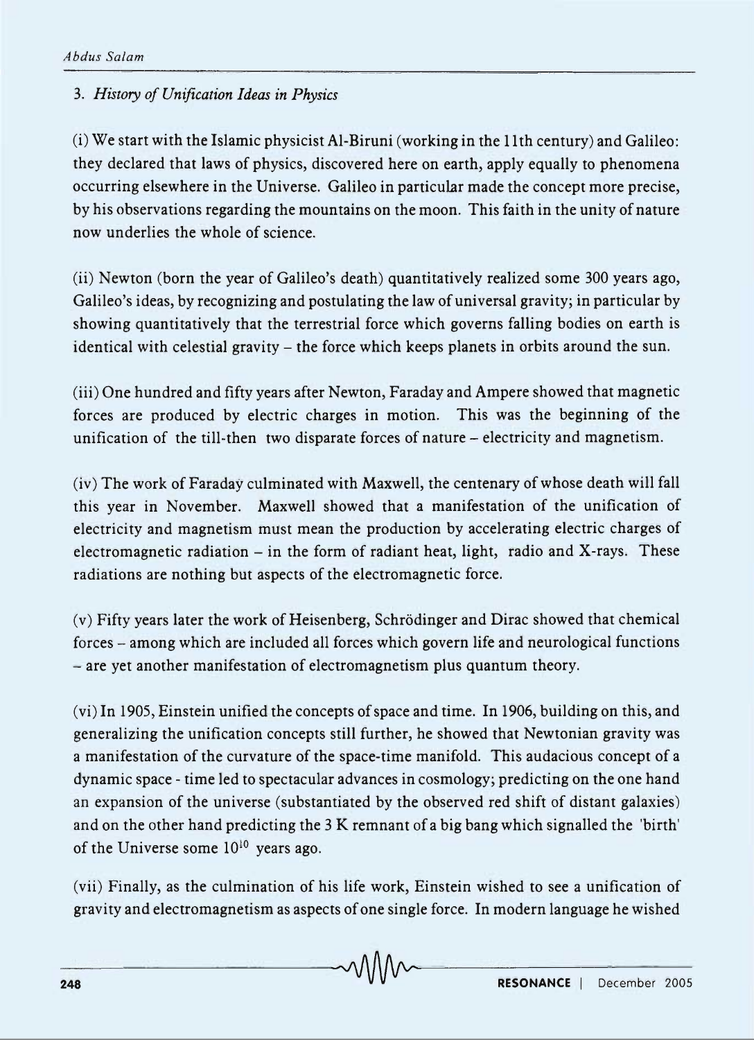### 3. *History of Unification Ideas in Physics*

(i) We start with the Islamic physicist Al-Biruni (working in the 11th century) and Galileo: they declared that laws of physics, discovered here on earth, apply equally to phenomena occurring elsewhere in the Universe. Galileo in particular made the concept more precise, by his observations regarding the mountains on the moon. This faith in the unity of nature now underlies the whole of science.

(ii) Newton (born the year of Galileo's death) quantitatively realized some 300 years ago, Galileo's ideas, by recognizing and postulating the law of universal gravity; in particular by showing quantitatively that the terrestrial force which governs falling bodies on earth is identical with celestial gravity – the force which keeps planets in orbits around the sun.

(iii) One hundred and fifty years after Newton, Faraday and Ampere showed that magnetic forces are produced by electric charges in motion. This was the beginning of the unification of the till-then two disparate forces of nature – electricity and magnetism.

(iv) The work of Faraday culminated with Maxwell, the centenary of whose death will fall this year in November. Maxwell showed that a manifestation of the unification of electricity and magnetism must mean the production by accelerating electric charges of electromagnetic radiation – in the form of radiant heat, light, radio and X-rays. These radiations are nothing but aspects of the electromagnetic force.

(v) Fifty years later the work of Heisenberg, Schrödinger and Dirac showed that chemical forces – among which are included all forces which govern life and neurological functions – are yet another manifestation of electromagnetism plus quantum theory.

(vi) In 1905, Einstein unified the concepts of space and time. In 1906, building on this, and generalizing the unification concepts still further, he showed that Newtonian gravity was a manifestation of the curvature of the space-time manifold. This audacious concept of a dynamic space - time led to spectacular advances in cosmology; predicting on the one hand an expansion of the universe (substantiated by the observed red shift of distant galaxies) and on the other hand predicting the 3 K remnant of a big bang which signalled the 'birth' of the Universe some $10^{10}$ years ago.

(vii) Finally, as the culmination of his life work, Einstein wished to see a unification of gravity and electromagnetism as aspects of one single force. In modern language he wished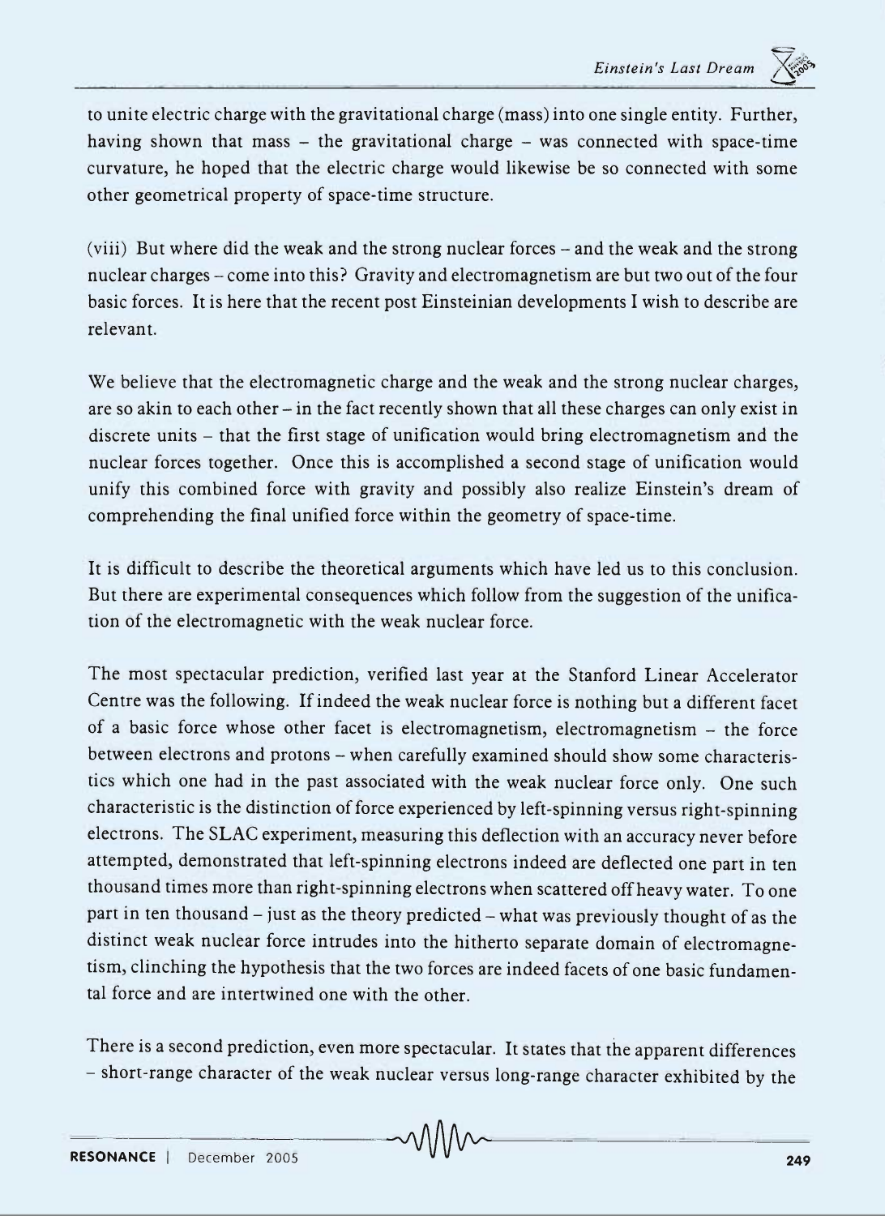to unite electric charge with the gravitational charge (mass) into one single entity. Further, having shown that mass – the gravitational charge – was connected with space-time curvature, he hoped that the electric charge would likewise be so connected with some other geometrical property of space-time structure.

(viii) But where did the weak and the strong nuclear forces – and the weak and the strong nuclear charges – come into this? Gravity and electromagnetism are but two out of the four basic forces. It is here that the recent post Einsteinian developments I wish to describe are relevant.

We believe that the electromagnetic charge and the weak and the strong nuclear charges, are so akin to each other – in the fact recently shown that all these charges can only exist in discrete units – that the first stage of unification would bring electromagnetism and the nuclear forces together. Once this is accomplished a second stage of unification would unify this combined force with gravity and possibly also realize Einstein's dream of comprehending the final unified force within the geometry of space-time.

It is difficult to describe the theoretical arguments which have led us to this conclusion. But there are experimental consequences which follow from the suggestion of the unification of the electromagnetic with the weak nuclear force.

The most spectacular prediction, verified last year at the Stanford Linear Accelerator Centre was the following. If indeed the weak nuclear force is nothing but a different facet of a basic force whose other facet is electromagnetism, electromagnetism – the force between electrons and protons – when carefully examined should show some characteristics which one had in the past associated with the weak nuclear force only. One such characteristic is the distinction of force experienced by left-spinning versus right-spinning electrons. The SLAC experiment, measuring this deflection with an accuracy never before attempted, demonstrated that left-spinning electrons indeed are deflected one part in ten thousand times more than right-spinning electrons when scattered off heavy water. To one part in ten thousand – just as the theory predicted – what was previously thought of as the distinct weak nuclear force intrudes into the hitherto separate domain of electromagnetism, clinching the hypothesis that the two forces are indeed facets of one basic fundamental force and are intertwined one with the other.

There is a second prediction, even more spectacular. It states that the apparent differences – short-range character of the weak nuclear versus long-range character exhibited by the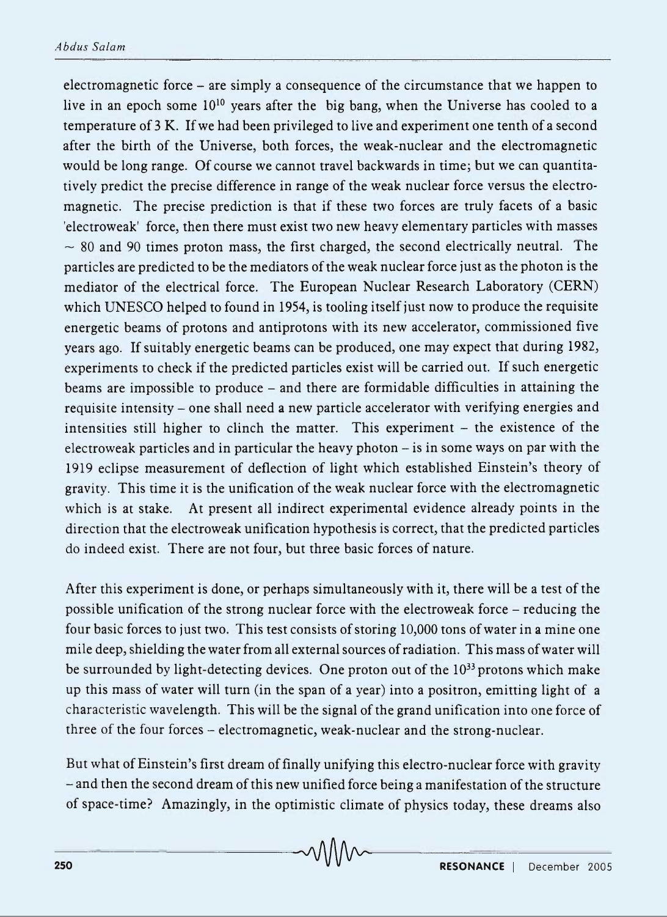electromagnetic force – are simply a consequence of the circumstance that we happen to live in an epoch some $10^{10}$ years after the big bang, when the Universe has cooled to a temperature of 3 K. If we had been privileged to live and experiment one tenth of a second after the birth of the Universe, both forces, the weak-nuclear and the electromagnetic would be long range. Of course we cannot travel backwards in time; but we can quantitatively predict the precise difference in range of the weak nuclear force versus the electromagnetic. The precise prediction is that if these two forces are truly facets of a basic 'electroweak' force, then there must exist two new heavy elementary particles with masses ~ 80 and 90 times proton mass, the first charged, the second electrically neutral. The particles are predicted to be the mediators of the weak nuclear force just as the photon is the mediator of the electrical force. The European Nuclear Research Laboratory (CERN) which UNESCO helped to found in 1954, is tooling itself just now to produce the requisite energetic beams of protons and antiprotons with its new accelerator, commissioned five years ago. If suitably energetic beams can be produced, one may expect that during 1982, experiments to check if the predicted particles exist will be carried out. If such energetic beams are impossible to produce – and there are formidable difficulties in attaining the requisite intensity – one shall need a new particle accelerator with verifying energies and intensities still higher to clinch the matter. This experiment – the existence of the electroweak particles and in particular the heavy photon – is in some ways on par with the 1919 eclipse measurement of deflection of light which established Einstein's theory of gravity. This time it is the unification of the weak nuclear force with the electromagnetic which is at stake. At present all indirect experimental evidence already points in the direction that the electroweak unification hypothesis is correct, that the predicted particles do indeed exist. There are not four, but three basic forces of nature.

After this experiment is done, or perhaps simultaneously with it, there will be a test of the possible unification of the strong nuclear force with the electroweak force – reducing the four basic forces to just two. This test consists of storing 10,000 tons of water in a mine one mile deep, shielding the water from all external sources of radiation. This mass of water will be surrounded by light-detecting devices. One proton out of the $10^{33}$ protons which make up this mass of water will turn (in the span of a year) into a positron, emitting light of a characteristic wavelength. This will be the signal of the grand unification into one force of three of the four forces – electromagnetic, weak-nuclear and the strong-nuclear.

But what of Einstein's first dream of finally unifying this electro-nuclear force with gravity – and then the second dream of this new unified force being a manifestation of the structure of space-time? Amazingly, in the optimistic climate of physics today, these dreams also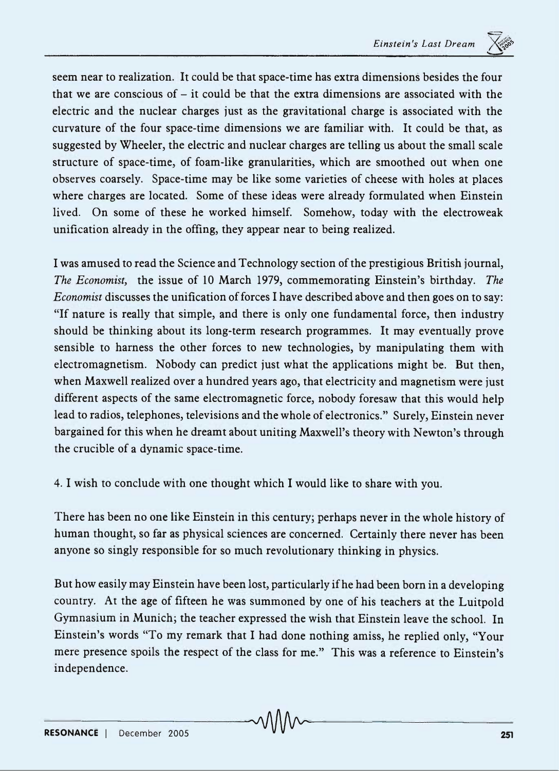seem near to realization. It could be that space-time has extra dimensions besides the four that we are conscious of – it could be that the extra dimensions are associated with the electric and the nuclear charges just as the gravitational charge is associated with the curvature of the four space-time dimensions we are familiar with. It could be that, as suggested by Wheeler, the electric and nuclear charges are telling us about the small scale structure of space-time, of foam-like granularities, which are smoothed out when one observes coarsely. Space-time may be like some varieties of cheese with holes at places where charges are located. Some of these ideas were already formulated when Einstein lived. On some of these he worked himself. Somehow, today with the electroweak unification already in the offing, they appear near to being realized.

I was amused to read the Science and Technology section of the prestigious British journal, *The Economist,* the issue of 10 March 1979, commemorating Einstein's birthday. *The Economist* discusses the unification of forces I have described above and then goes on to say: "If nature is really that simple, and there is only one fundamental force, then industry should be thinking about its long-term research programmes. It may eventually prove sensible to harness the other forces to new technologies, by manipulating them with electromagnetism. Nobody can predict just what the applications might be. But then, when Maxwell realized over a hundred years ago, that electricity and magnetism were just different aspects of the same electromagnetic force, nobody foresaw that this would help lead to radios, telephones, televisions and the whole of electronics." Surely, Einstein never bargained for this when he dreamt about uniting Maxwell's theory with Newton's through the crucible of a dynamic space-time.

4. I wish to conclude with one thought which I would like to share with you.

There has been no one like Einstein in this century; perhaps never in the whole history of human thought, so far as physical sciences are concerned. Certainly there never has been anyone so singly responsible for so much revolutionary thinking in physics.

But how easily may Einstein have been lost, particularly if he had been born in a developing country. At the age of fifteen he was summoned by one of his teachers at the Luitpold Gymnasium in Munich; the teacher expressed the wish that Einstein leave the school. In Einstein's words "To my remark that I had done nothing amiss, he replied only, "Your mere presence spoils the respect of the class for me." This was a reference to Einstein's independence.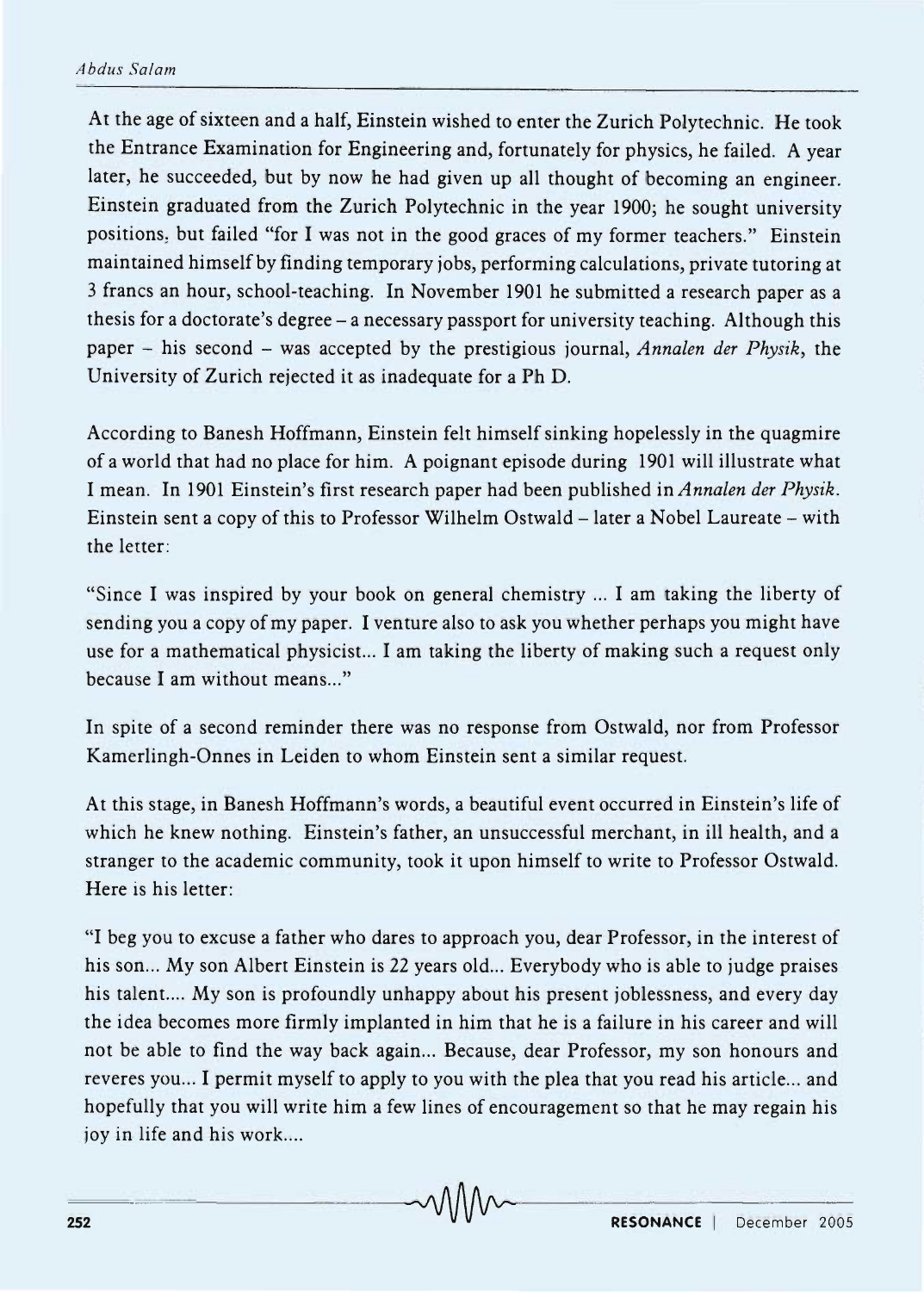At the age of sixteen and a half, Einstein wished to enter the Zurich Polytechnic. He took the Entrance Examination for Engineering and, fortunately for physics, he failed. A year later, he succeeded, but by now he had given up all thought of becoming an engineer. Einstein graduated from the Zurich Polytechnic in the year 1900; he sought university positions, but failed "for I was not in the good graces of my former teachers." Einstein maintained himself by finding temporary jobs, performing calculations, private tutoring at 3 francs an hour, school-teaching. In November 1901 he submitted a research paper as a thesis for a doctorate's degree – a necessary passport for university teaching. Although this paper – his second – was accepted by the prestigious journal, *Annalen der Physik*, the University of Zurich rejected it as inadequate for a Ph D.

According to Banesh Hoffmann, Einstein felt himself sinking hopelessly in the quagmire of a world that had no place for him. A poignant episode during 1901 will illustrate what I mean. In 1901 Einstein's first research paper had been published in *Annalen der Physik*. Einstein sent a copy of this to Professor Wilhelm Ostwald – later a Nobel Laureate – with the letter:

"Since I was inspired by your book on general chemistry ... I am taking the liberty of sending you a copy of my paper. I venture also to ask you whether perhaps you might have use for a mathematical physicist... I am taking the liberty of making such a request only because I am without means..."

In spite of a second reminder there was no response from Ostwald, nor from Professor Kamerlingh-Onnes in Leiden to whom Einstein sent a similar request.

At this stage, in Banesh Hoffmann's words, a beautiful event occurred in Einstein's life of which he knew nothing. Einstein's father, an unsuccessful merchant, in ill health, and a stranger to the academic community, took it upon himself to write to Professor Ostwald. Here is his letter:

"I beg you to excuse a father who dares to approach you, dear Professor, in the interest of his son... My son Albert Einstein is 22 years old... Everybody who is able to judge praises his talent.... My son is profoundly unhappy about his present joblessness, and every day the idea becomes more firmly implanted in him that he is a failure in his career and will not be able to find the way back again... Because, dear Professor, my son honours and reveres you... I permit myself to apply to you with the plea that you read his article... and hopefully that you will write him a few lines of encouragement so that he may regain his joy in life and his work....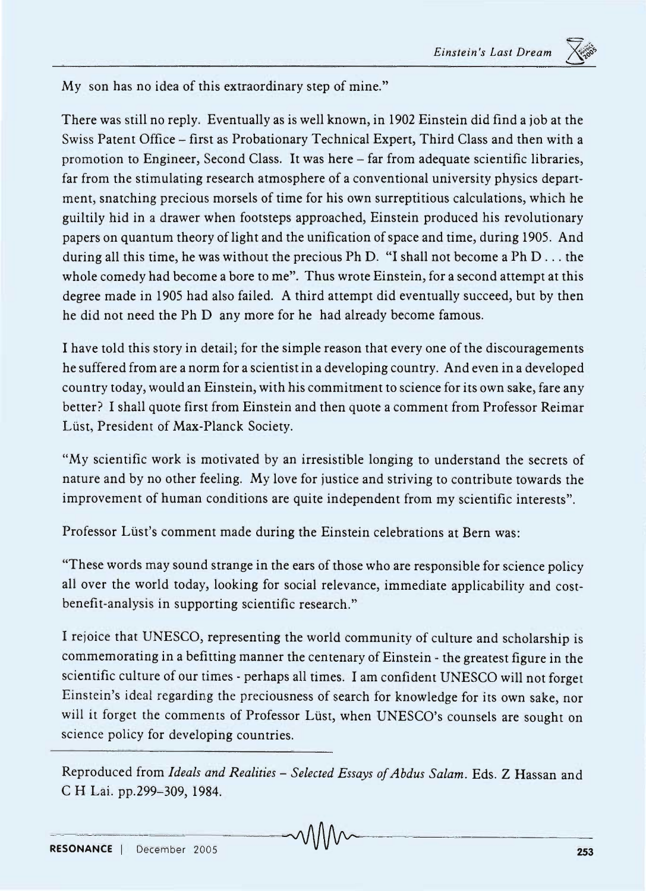My son has no idea of this extraordinary step of mine."

There was still no reply. Eventually as is well known, in 1902 Einstein did find a job at the Swiss Patent Office – first as Probationary Technical Expert, Third Class and then with a promotion to Engineer, Second Class. It was here – far from adequate scientific libraries, far from the stimulating research atmosphere of a conventional university physics department, snatching precious morsels of time for his own surreptitious calculations, which he guiltily hid in a drawer when footsteps approached, Einstein produced his revolutionary papers on quantum theory of light and the unification of space and time, during 1905. And during all this time, he was without the precious Ph D. "I shall not become a Ph D . . . the whole comedy had become a bore to me". Thus wrote Einstein, for a second attempt at this degree made in 1905 had also failed. A third attempt did eventually succeed, but by then he did not need the Ph D any more for he had already become famous.

I have told this story in detail; for the simple reason that every one of the discouragements he suffered from are a norm for a scientist in a developing country. And even in a developed country today, would an Einstein, with his commitment to science for its own sake, fare any better? I shall quote first from Einstein and then quote a comment from Professor Reimar Lüst, President of Max-Planck Society.

"My scientific work is motivated by an irresistible longing to understand the secrets of nature and by no other feeling. My love for justice and striving to contribute towards the improvement of human conditions are quite independent from my scientific interests".

Professor Lüst's comment made during the Einstein celebrations at Bern was:

"These words may sound strange in the ears of those who are responsible for science policy all over the world today, looking for social relevance, immediate applicability and cost-benefit-analysis in supporting scientific research."

I rejoice that UNESCO, representing the world community of culture and scholarship is commemorating in a befitting manner the centenary of Einstein - the greatest figure in the scientific culture of our times - perhaps all times. I am confident UNESCO will not forget Einstein's ideal regarding the preciousness of search for knowledge for its own sake, nor will it forget the comments of Professor Lüst, when UNESCO's counsels are sought on science policy for developing countries.

---

Reproduced from *Ideals and Realities – Selected Essays of Abdus Salam*. Eds. Z Hassan and C H Lai. pp.299–309, 1984.